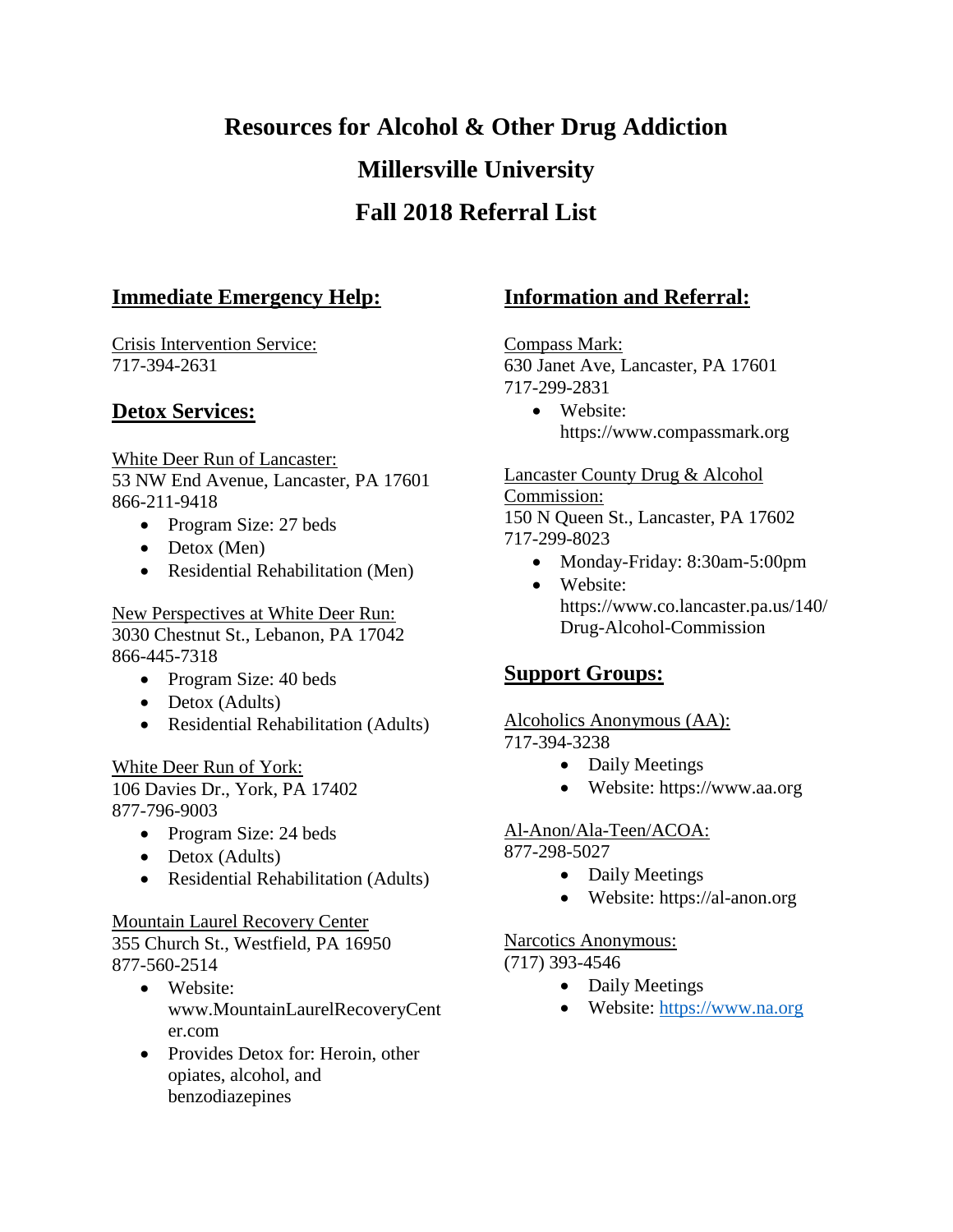# Resources for Alcohol & Other Drug Addiction

# Millersville University

# Fall 2018 Referral List

## Immediate Emergency Help:

Crisis Intervention Service:
717-394-2631

## Detox Services:

White Deer Run of Lancaster:
53 NW End Avenue, Lancaster, PA 17601
866-211-9418

- Program Size: 27 beds
- Detox (Men)
- Residential Rehabilitation (Men)

New Perspectives at White Deer Run:
3030 Chestnut St., Lebanon, PA 17042
866-445-7318

- Program Size: 40 beds
- Detox (Adults)
- Residential Rehabilitation (Adults)

White Deer Run of York:
106 Davies Dr., York, PA 17402
877-796-9003

- Program Size: 24 beds
- Detox (Adults)
- Residential Rehabilitation (Adults)

Mountain Laurel Recovery Center
355 Church St., Westfield, PA 16950
877-560-2514

- Website: www.MountainLaurelRecoveryCenter.com
- Provides Detox for: Heroin, other opiates, alcohol, and benzodiazepines

## Information and Referral:

Compass Mark:
630 Janet Ave, Lancaster, PA 17601
717-299-2831

- Website: https://www.compassmark.org

Lancaster County Drug & Alcohol Commission:
150 N Queen St., Lancaster, PA 17602
717-299-8023

- Monday-Friday: 8:30am-5:00pm
- Website: https://www.co.lancaster.pa.us/140/Drug-Alcohol-Commission

## Support Groups:

Alcoholics Anonymous (AA):
717-394-3238

- Daily Meetings
- Website: https://www.aa.org

Al-Anon/Ala-Teen/ACOA:
877-298-5027

- Daily Meetings
- Website: https://al-anon.org

Narcotics Anonymous:
(717) 393-4546

- Daily Meetings
- Website: https://www.na.org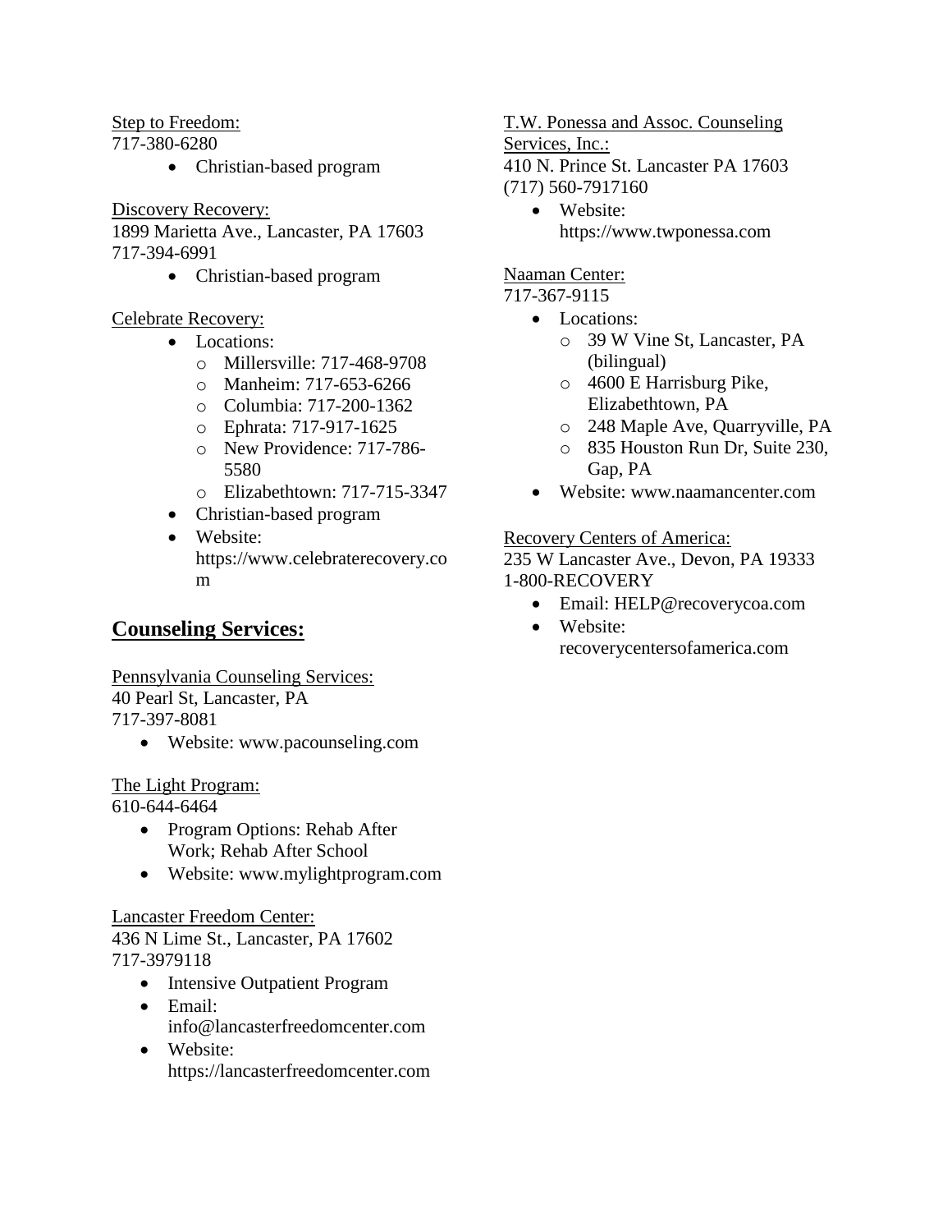Step to Freedom:
717-380-6280

- Christian-based program

Discovery Recovery:
1899 Marietta Ave., Lancaster, PA 17603
717-394-6991

- Christian-based program

Celebrate Recovery:

- Locations:
  - Millersville: 717-468-9708
  - Manheim: 717-653-6266
  - Columbia: 717-200-1362
  - Ephrata: 717-917-1625
  - New Providence: 717-786-5580
  - Elizabethtown: 717-715-3347
- Christian-based program
- Website: https://www.celebraterecovery.com

## Counseling Services:

Pennsylvania Counseling Services:
40 Pearl St, Lancaster, PA
717-397-8081

- Website: www.pacounseling.com

The Light Program:
610-644-6464

- Program Options: Rehab After Work; Rehab After School
- Website: www.mylightprogram.com

Lancaster Freedom Center:
436 N Lime St., Lancaster, PA 17602
717-3979118

- Intensive Outpatient Program
- Email: info@lancasterfreedomcenter.com
- Website: https://lancasterfreedomcenter.com

T.W. Ponessa and Assoc. Counseling Services, Inc.:
410 N. Prince St. Lancaster PA 17603
(717) 560-7917160

- Website: https://www.twponessa.com

Naaman Center:
717-367-9115

- Locations:
  - 39 W Vine St, Lancaster, PA (bilingual)
  - 4600 E Harrisburg Pike, Elizabethtown, PA
  - 248 Maple Ave, Quarryville, PA
  - 835 Houston Run Dr, Suite 230, Gap, PA
- Website: www.naamancenter.com

Recovery Centers of America:
235 W Lancaster Ave., Devon, PA 19333
1-800-RECOVERY

- Email: HELP@recoverycoa.com
- Website: recoverycentersofamerica.com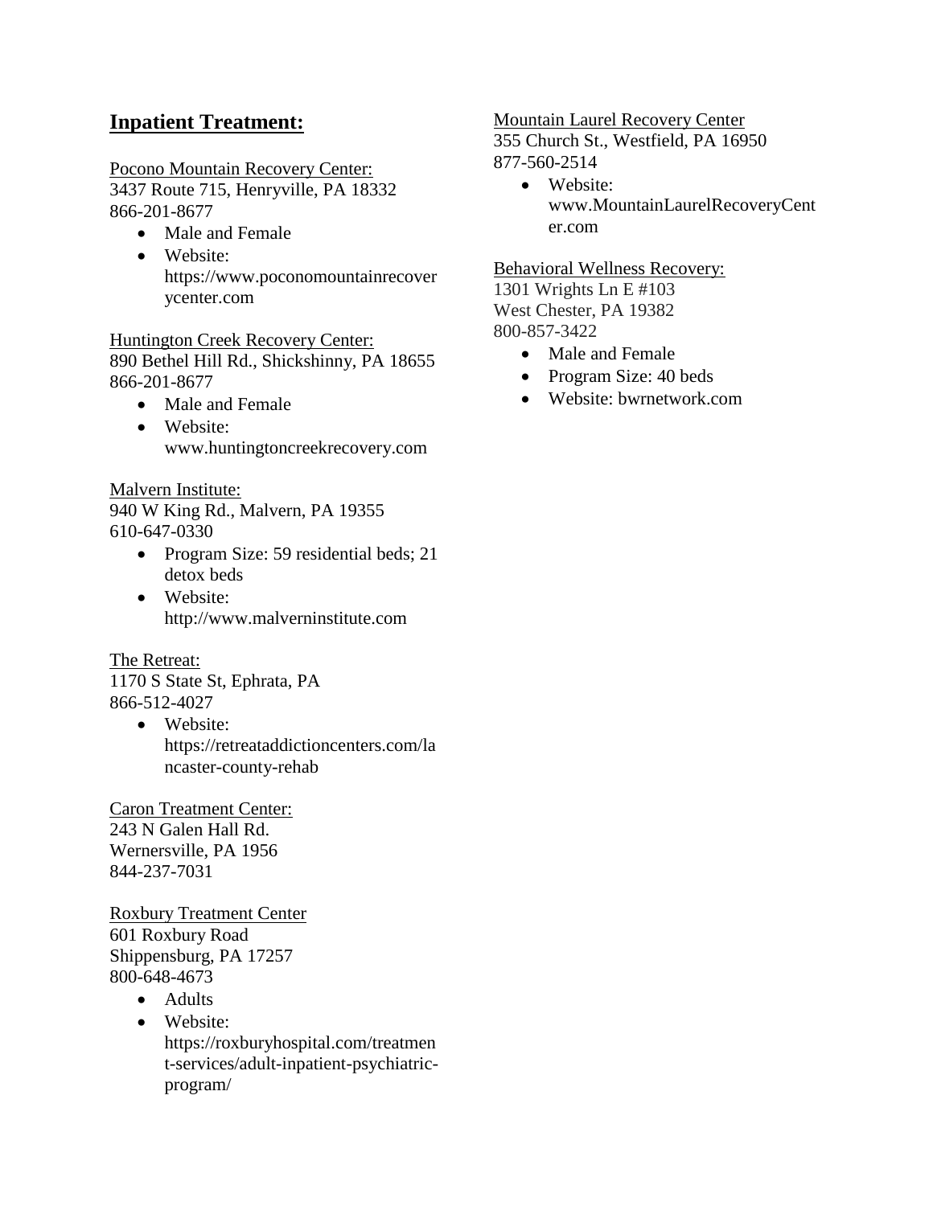## Inpatient Treatment:

Pocono Mountain Recovery Center:
3437 Route 715, Henryville, PA 18332
866-201-8677

- Male and Female
- Website: https://www.poconomountainrecoverycenter.com

Huntington Creek Recovery Center:
890 Bethel Hill Rd., Shickshinny, PA 18655
866-201-8677

- Male and Female
- Website: www.huntingtoncreekrecovery.com

Malvern Institute:
940 W King Rd., Malvern, PA 19355
610-647-0330

- Program Size: 59 residential beds; 21 detox beds
- Website: http://www.malverninstitute.com

The Retreat:
1170 S State St, Ephrata, PA
866-512-4027

- Website: https://retreataddictioncenters.com/lancaster-county-rehab

Caron Treatment Center:
243 N Galen Hall Rd.
Wernersville, PA 1956
844-237-7031

Roxbury Treatment Center
601 Roxbury Road
Shippensburg, PA 17257
800-648-4673

- Adults
- Website: https://roxburyhospital.com/treatment-services/adult-inpatient-psychiatric-program/

Mountain Laurel Recovery Center
355 Church St., Westfield, PA 16950
877-560-2514

- Website: www.MountainLaurelRecoveryCenter.com

Behavioral Wellness Recovery:
1301 Wrights Ln E #103
West Chester, PA 19382
800-857-3422

- Male and Female
- Program Size: 40 beds
- Website: bwrnetwork.com